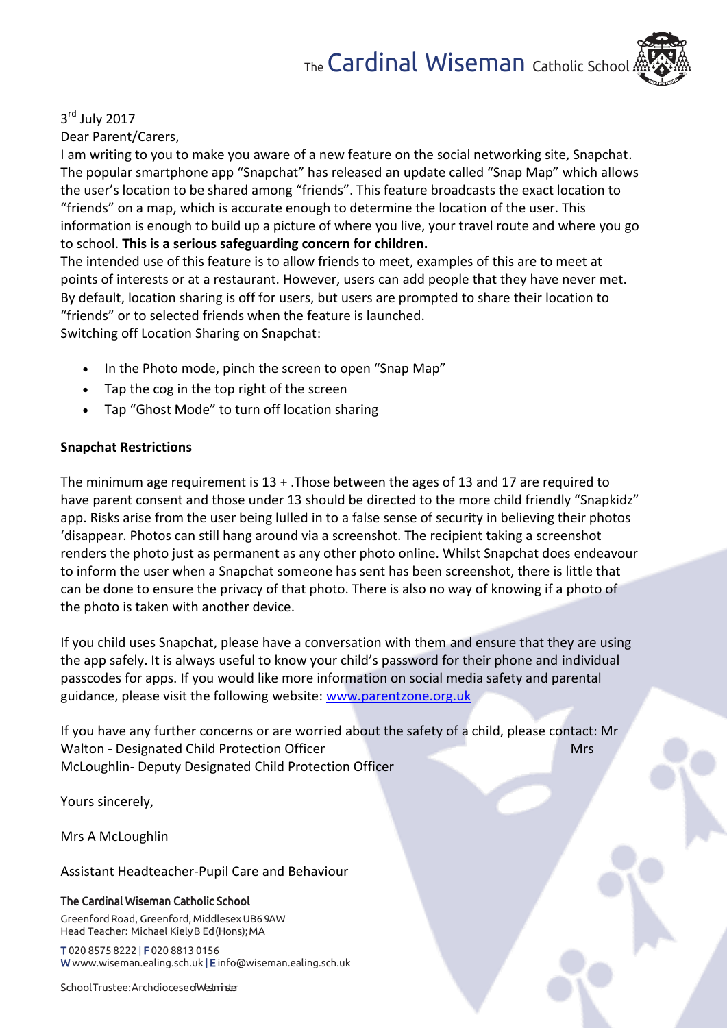The Cardinal Wiseman Catholic School

3rd July 2017

Dear Parent/Carers,

I am writing to you to make you aware of a new feature on the social networking site, Snapchat. The popular smartphone app "Snapchat" has released an update called "Snap Map" which allows the user's location to be shared among "friends". This feature broadcasts the exact location to "friends" on a map, which is accurate enough to determine the location of the user. This information is enough to build up a picture of where you live, your travel route and where you go to school. **This is a serious safeguarding concern for children.**

The intended use of this feature is to allow friends to meet, examples of this are to meet at points of interests or at a restaurant. However, users can add people that they have never met. By default, location sharing is off for users, but users are prompted to share their location to "friends" or to selected friends when the feature is launched.

Switching off Location Sharing on Snapchat:

- In the Photo mode, pinch the screen to open "Snap Map"
- Tap the cog in the top right of the screen
- Tap "Ghost Mode" to turn off location sharing

**Snapchat Restrictions**

The minimum age requirement is 13 + .Those between the ages of 13 and 17 are required to have parent consent and those under 13 should be directed to the more child friendly "Snapkidz" app. Risks arise from the user being lulled in to a false sense of security in believing their photos 'disappear. Photos can still hang around via a screenshot. The recipient taking a screenshot renders the photo just as permanent as any other photo online. Whilst Snapchat does endeavour to inform the user when a Snapchat someone has sent has been screenshot, there is little that can be done to ensure the privacy of that photo. There is also no way of knowing if a photo of the photo is taken with another device.

If you child uses Snapchat, please have a conversation with them and ensure that they are using the app safely. It is always useful to know your child's password for their phone and individual passcodes for apps. If you would like more information on social media safety and parental guidance, please visit the following website: [www.parentzone.org.uk](http://www.parentzone.org.uk)

If you have any further concerns or are worried about the safety of a child, please contact: Mr Walton - Designated Child Protection Officer Mrs McLoughlin- Deputy Designated Child Protection Officer

Yours sincerely,

Mrs A McLoughlin

Assistant Headteacher-Pupil Care and Behaviour

**The Cardinal Wiseman Catholic School**
Greenford Road, Greenford, Middlesex UB6 9AW
Head Teacher: Michael Kiely B Ed (Hons); MA

**T** 020 8575 8222 | **F** 020 8813 0156
**W** www.wiseman.ealing.sch.uk | **E** info@wiseman.ealing.sch.uk

School Trustee: Archdiocese of Westminster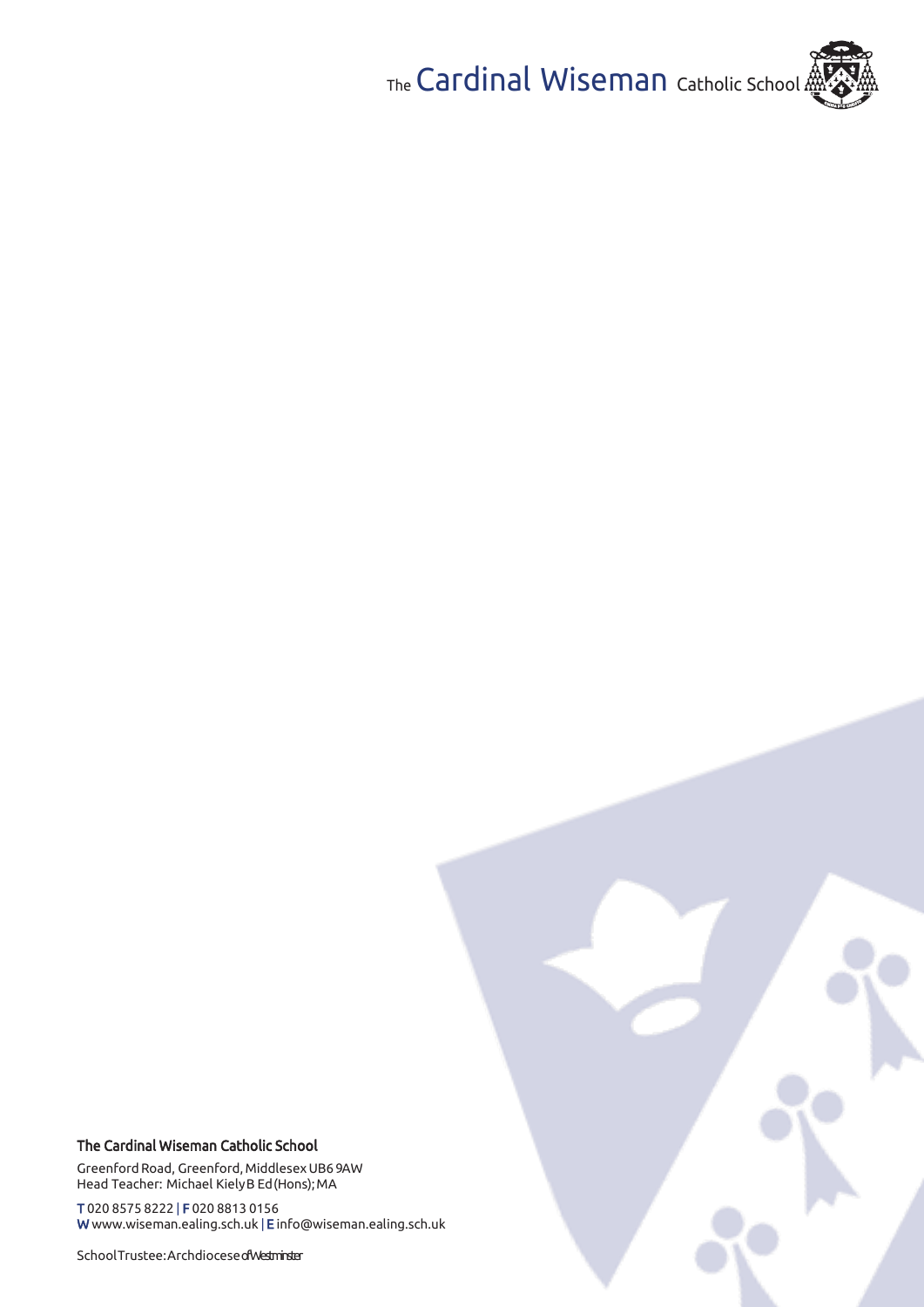The Cardinal Wiseman Catholic School

The Cardinal Wiseman Catholic School

Greenford Road, Greenford, Middlesex UB6 9AW
Head Teacher: Michael Kiely B Ed (Hons); MA

T 020 8575 8222 | F 020 8813 0156
W www.wiseman.ealing.sch.uk | E info@wiseman.ealing.sch.uk

School Trustee: Archdiocese of Westminster